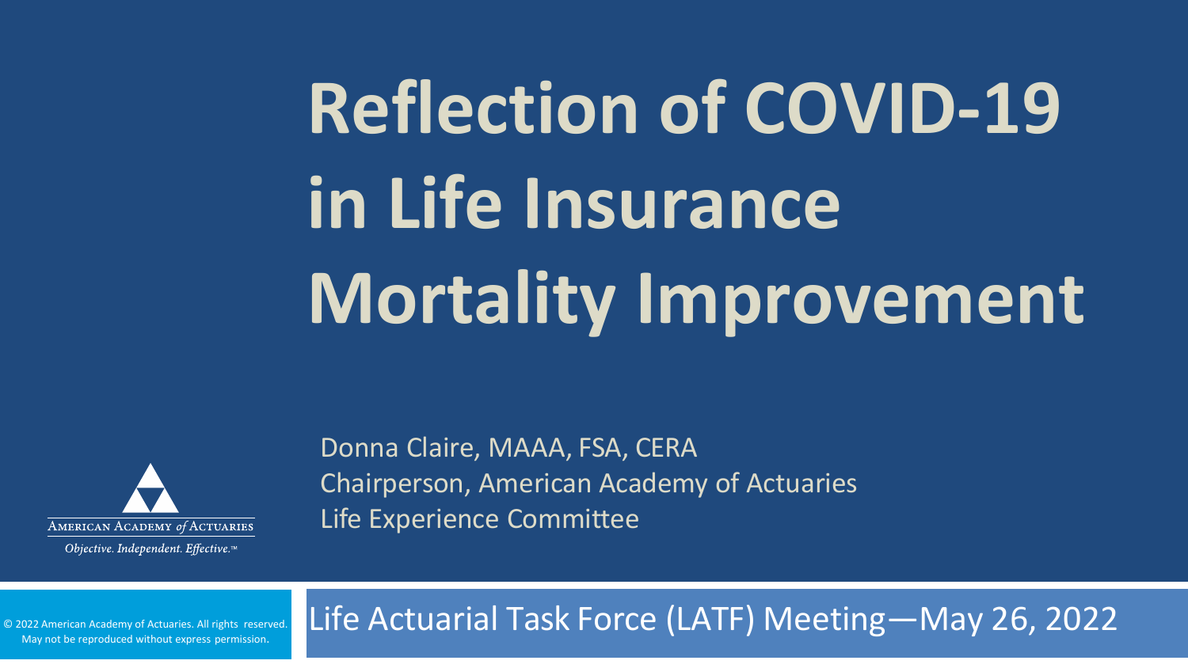# Reflection of COVID-19 in Life Insurance Mortality Improvement

Donna Claire, MAAA, FSA, CERA
Chairperson, American Academy of Actuaries
Life Experience Committee

American Academy *of* Actuaries

*Objective. Independent. Effective.*™

Life Actuarial Task Force (LATF) Meeting—May 26, 2022

© 2022 American Academy of Actuaries. All rights reserved. May not be reproduced without express permission.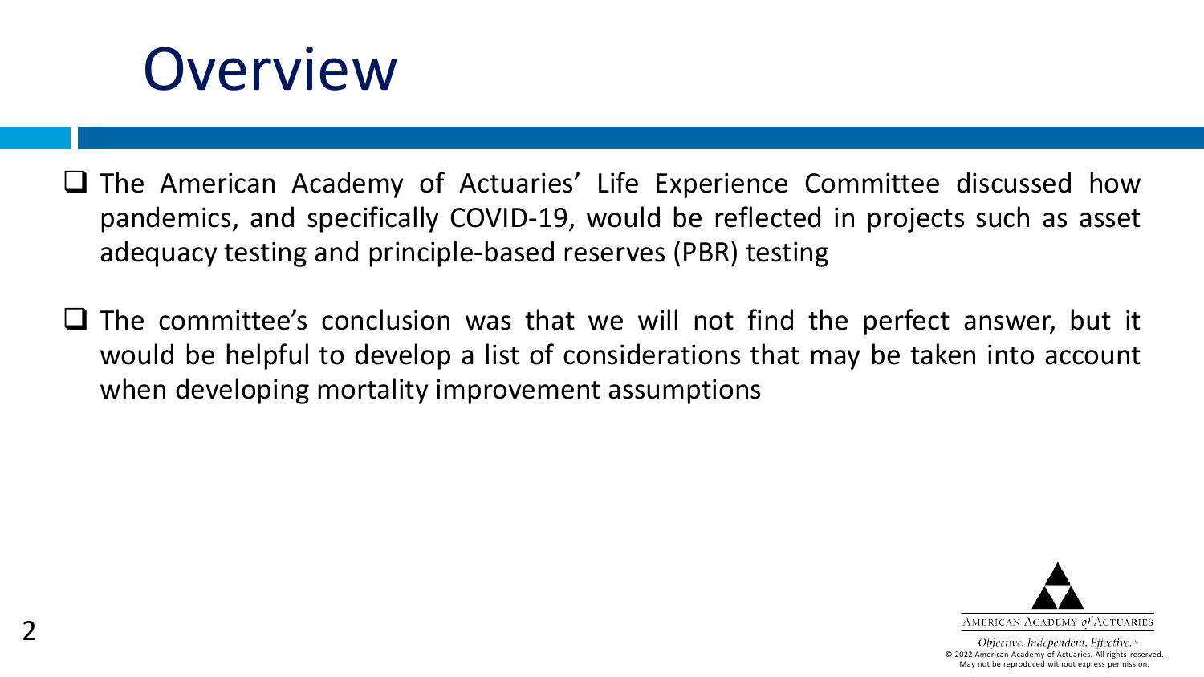# Overview

- The American Academy of Actuaries' Life Experience Committee discussed how pandemics, and specifically COVID-19, would be reflected in projects such as asset adequacy testing and principle-based reserves (PBR) testing

- The committee's conclusion was that we will not find the perfect answer, but it would be helpful to develop a list of considerations that may be taken into account when developing mortality improvement assumptions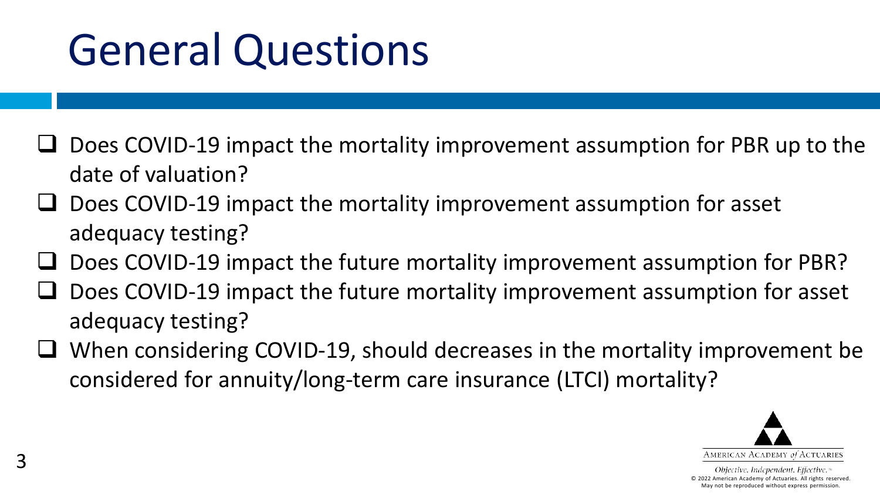# General Questions

- Does COVID-19 impact the mortality improvement assumption for PBR up to the date of valuation?
- Does COVID-19 impact the mortality improvement assumption for asset adequacy testing?
- Does COVID-19 impact the future mortality improvement assumption for PBR?
- Does COVID-19 impact the future mortality improvement assumption for asset adequacy testing?
- When considering COVID-19, should decreases in the mortality improvement be considered for annuity/long-term care insurance (LTCI) mortality?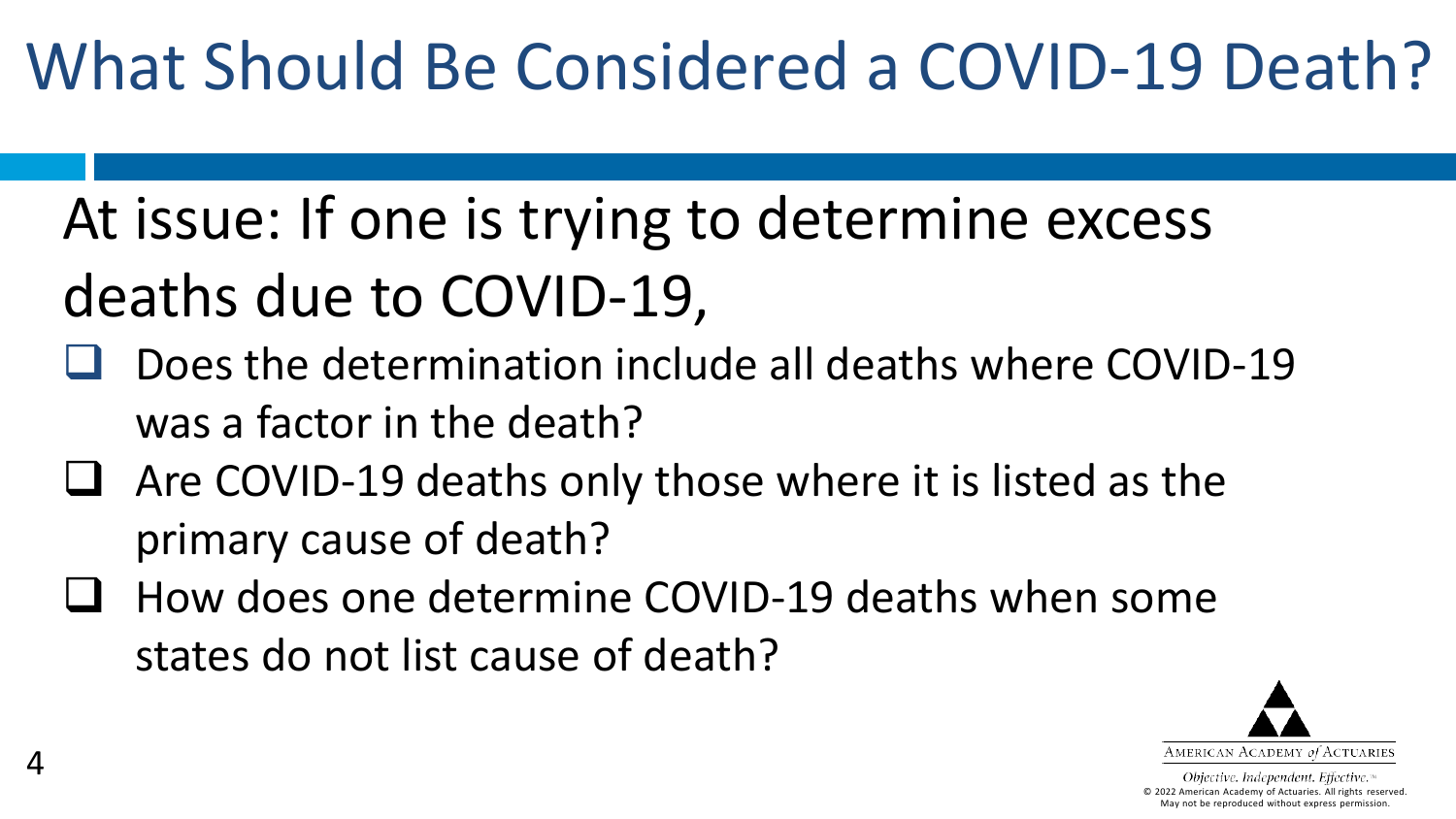# What Should Be Considered a COVID-19 Death?

At issue: If one is trying to determine excess deaths due to COVID-19,

- Does the determination include all deaths where COVID-19 was a factor in the death?
- Are COVID-19 deaths only those where it is listed as the primary cause of death?
- How does one determine COVID-19 deaths when some states do not list cause of death?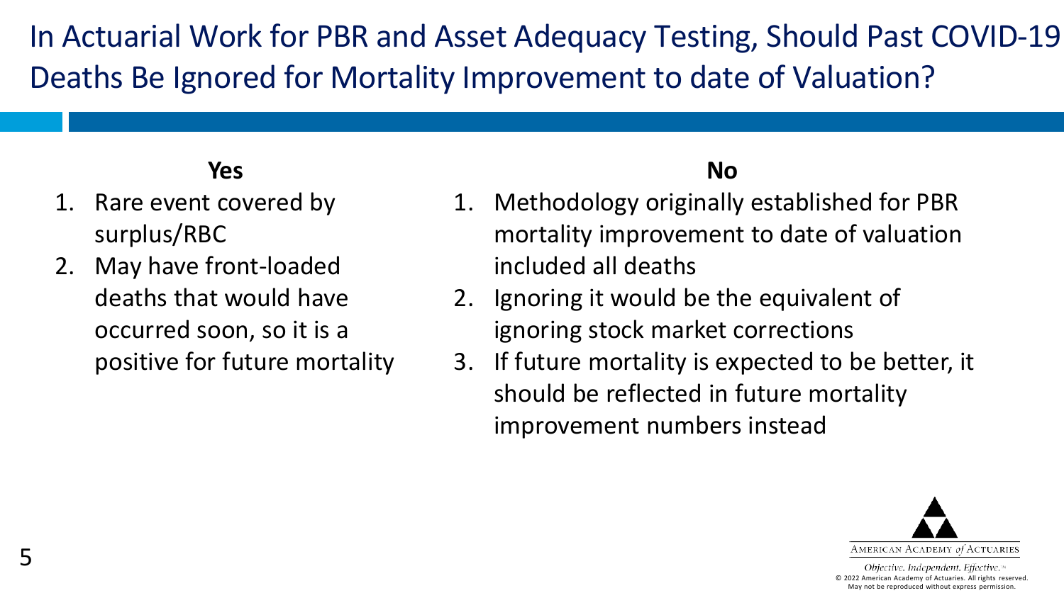# In Actuarial Work for PBR and Asset Adequacy Testing, Should Past COVID-19 Deaths Be Ignored for Mortality Improvement to date of Valuation?

**Yes**

1. Rare event covered by surplus/RBC
2. May have front-loaded deaths that would have occurred soon, so it is a positive for future mortality

**No**

1. Methodology originally established for PBR mortality improvement to date of valuation included all deaths
2. Ignoring it would be the equivalent of ignoring stock market corrections
3. If future mortality is expected to be better, it should be reflected in future mortality improvement numbers instead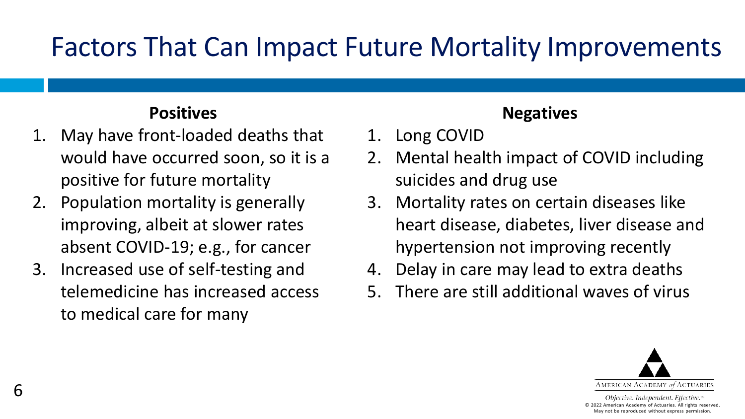# Factors That Can Impact Future Mortality Improvements

**Positives**

1. May have front-loaded deaths that would have occurred soon, so it is a positive for future mortality
2. Population mortality is generally improving, albeit at slower rates absent COVID-19; e.g., for cancer
3. Increased use of self-testing and telemedicine has increased access to medical care for many

**Negatives**

1. Long COVID
2. Mental health impact of COVID including suicides and drug use
3. Mortality rates on certain diseases like heart disease, diabetes, liver disease and hypertension not improving recently
4. Delay in care may lead to extra deaths
5. There are still additional waves of virus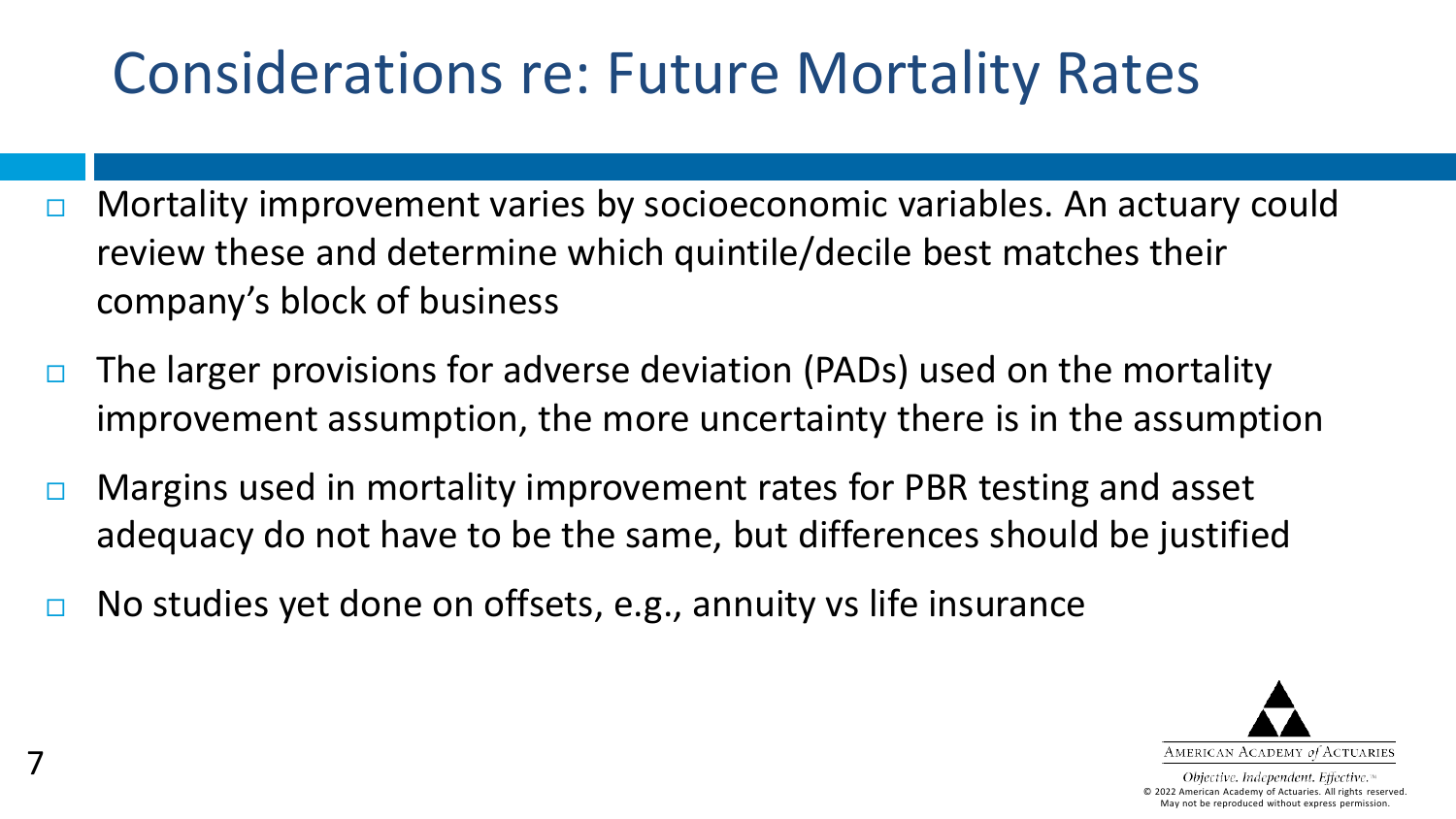# Considerations re: Future Mortality Rates

- Mortality improvement varies by socioeconomic variables. An actuary could review these and determine which quintile/decile best matches their company's block of business
- The larger provisions for adverse deviation (PADs) used on the mortality improvement assumption, the more uncertainty there is in the assumption
- Margins used in mortality improvement rates for PBR testing and asset adequacy do not have to be the same, but differences should be justified
- No studies yet done on offsets, e.g., annuity vs life insurance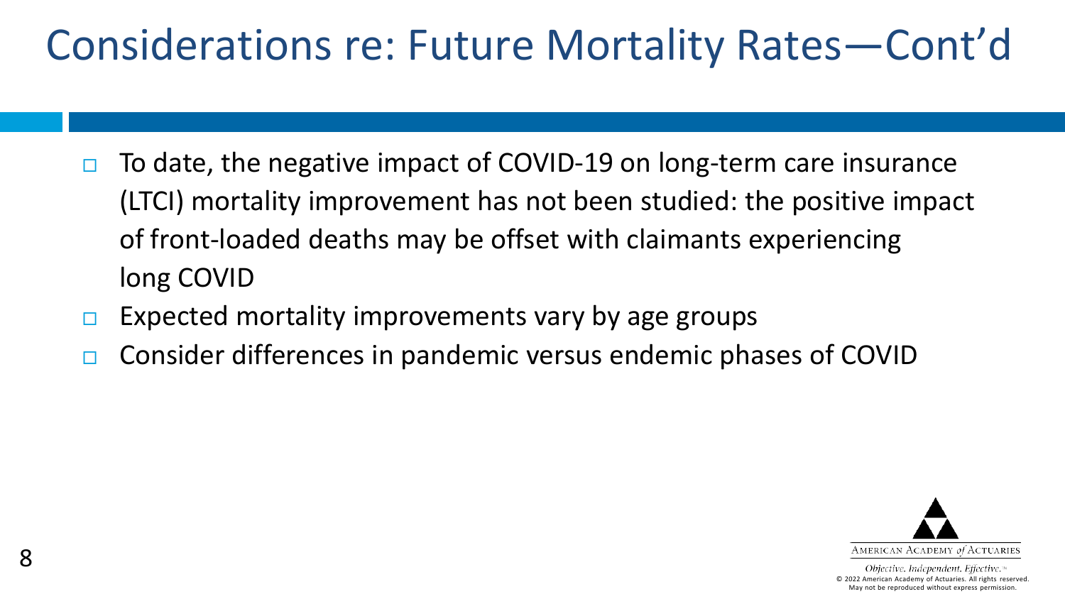# Considerations re: Future Mortality Rates—Cont'd

- To date, the negative impact of COVID-19 on long-term care insurance (LTCI) mortality improvement has not been studied: the positive impact of front-loaded deaths may be offset with claimants experiencing long COVID
- Expected mortality improvements vary by age groups
- Consider differences in pandemic versus endemic phases of COVID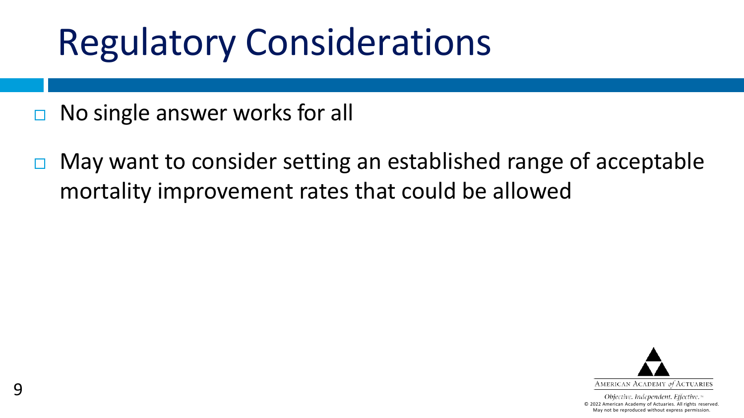# Regulatory Considerations

- No single answer works for all
- May want to consider setting an established range of acceptable mortality improvement rates that could be allowed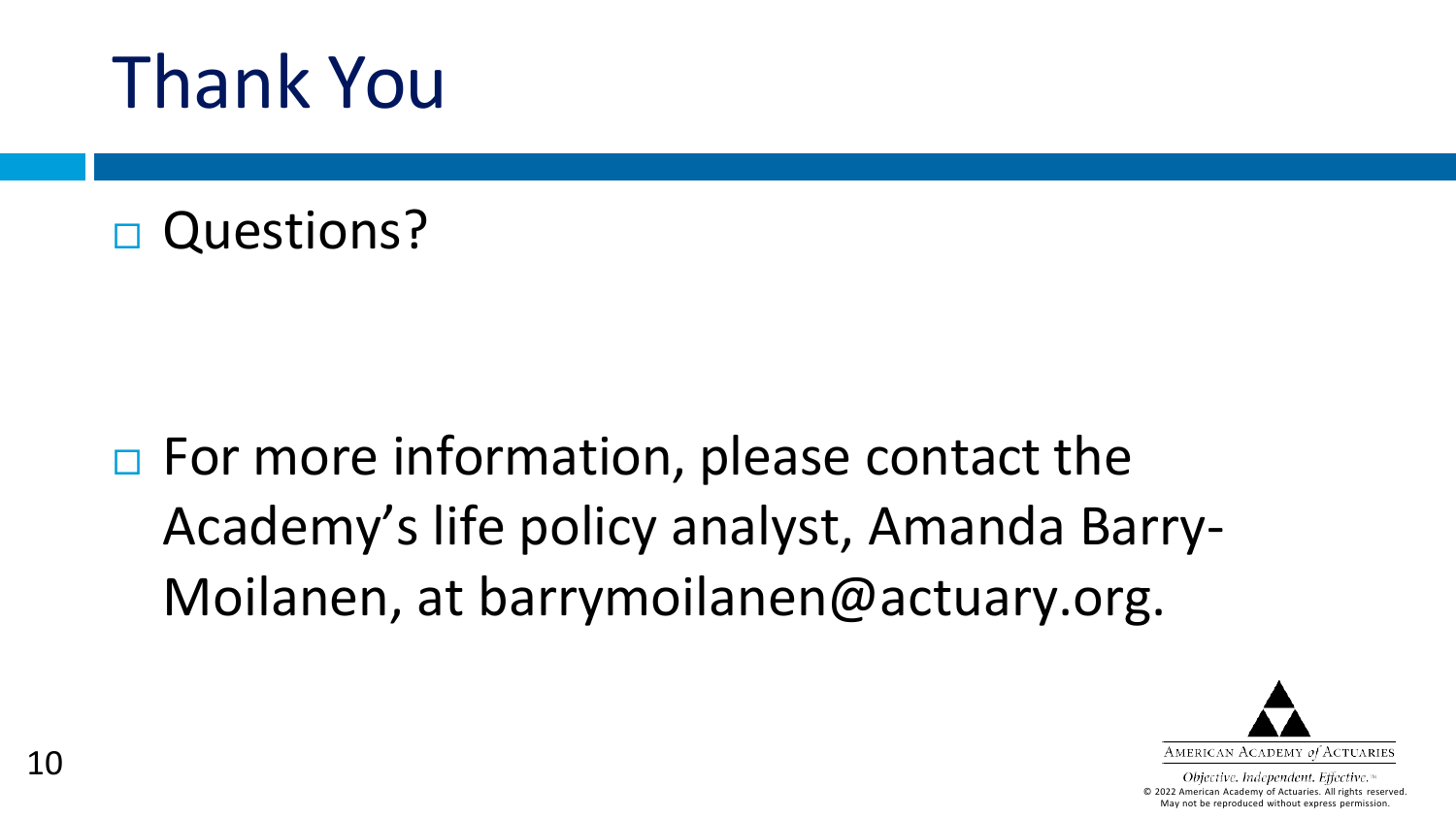# Thank You

- Questions?

- For more information, please contact the Academy's life policy analyst, Amanda Barry-Moilanen, at barrymoilanen@actuary.org.

AMERICAN ACADEMY of ACTUARIES

*Objective. Independent. Effective.*™

© 2022 American Academy of Actuaries. All rights reserved. May not be reproduced without express permission.